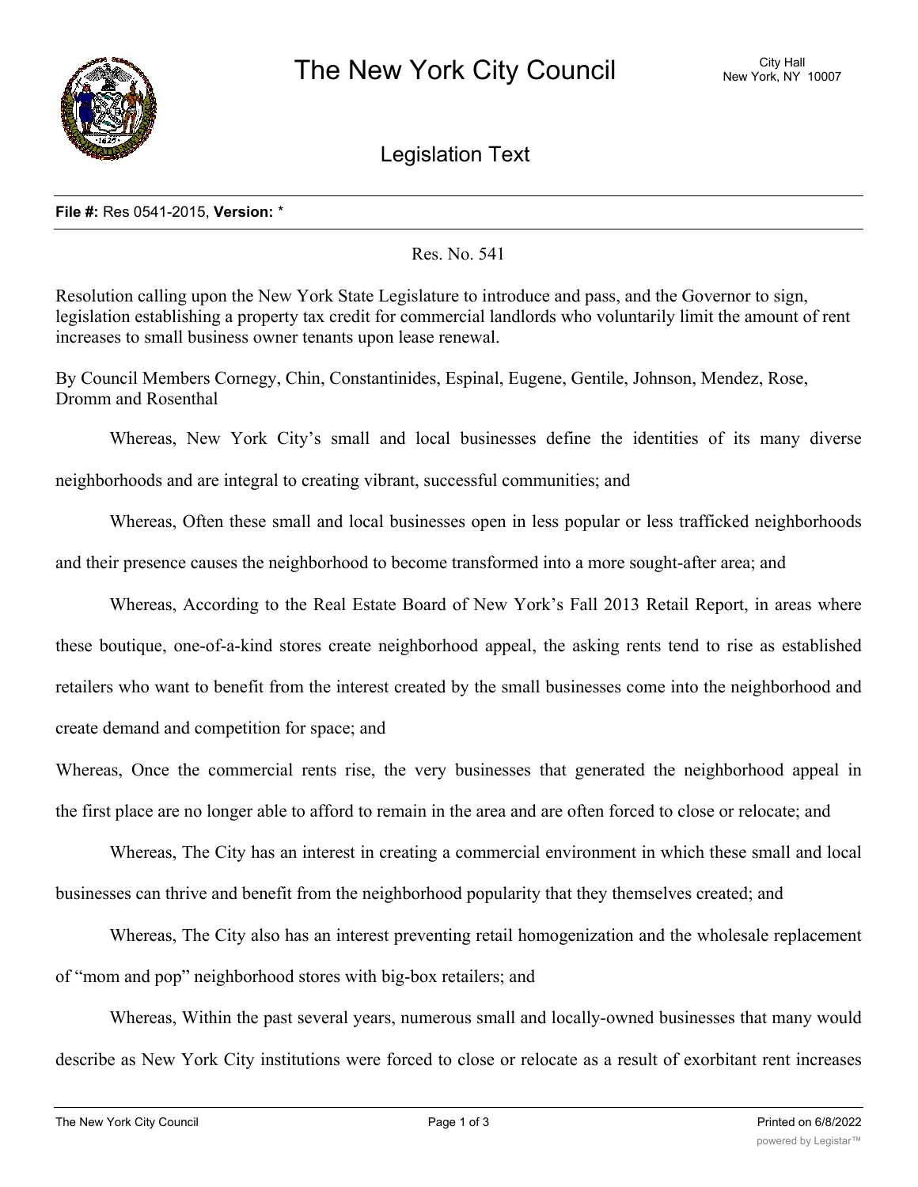# The New York City Council

Legislation Text

**File #:** Res 0541-2015, **Version:** *

Res. No. 541

Resolution calling upon the New York State Legislature to introduce and pass, and the Governor to sign, legislation establishing a property tax credit for commercial landlords who voluntarily limit the amount of rent increases to small business owner tenants upon lease renewal.

By Council Members Cornegy, Chin, Constantinides, Espinal, Eugene, Gentile, Johnson, Mendez, Rose, Dromm and Rosenthal

Whereas, New York City's small and local businesses define the identities of its many diverse neighborhoods and are integral to creating vibrant, successful communities; and

Whereas, Often these small and local businesses open in less popular or less trafficked neighborhoods and their presence causes the neighborhood to become transformed into a more sought-after area; and

Whereas, According to the Real Estate Board of New York's Fall 2013 Retail Report, in areas where these boutique, one-of-a-kind stores create neighborhood appeal, the asking rents tend to rise as established retailers who want to benefit from the interest created by the small businesses come into the neighborhood and create demand and competition for space; and

Whereas, Once the commercial rents rise, the very businesses that generated the neighborhood appeal in the first place are no longer able to afford to remain in the area and are often forced to close or relocate; and

Whereas, The City has an interest in creating a commercial environment in which these small and local businesses can thrive and benefit from the neighborhood popularity that they themselves created; and

Whereas, The City also has an interest preventing retail homogenization and the wholesale replacement of "mom and pop" neighborhood stores with big-box retailers; and

Whereas, Within the past several years, numerous small and locally-owned businesses that many would describe as New York City institutions were forced to close or relocate as a result of exorbitant rent increases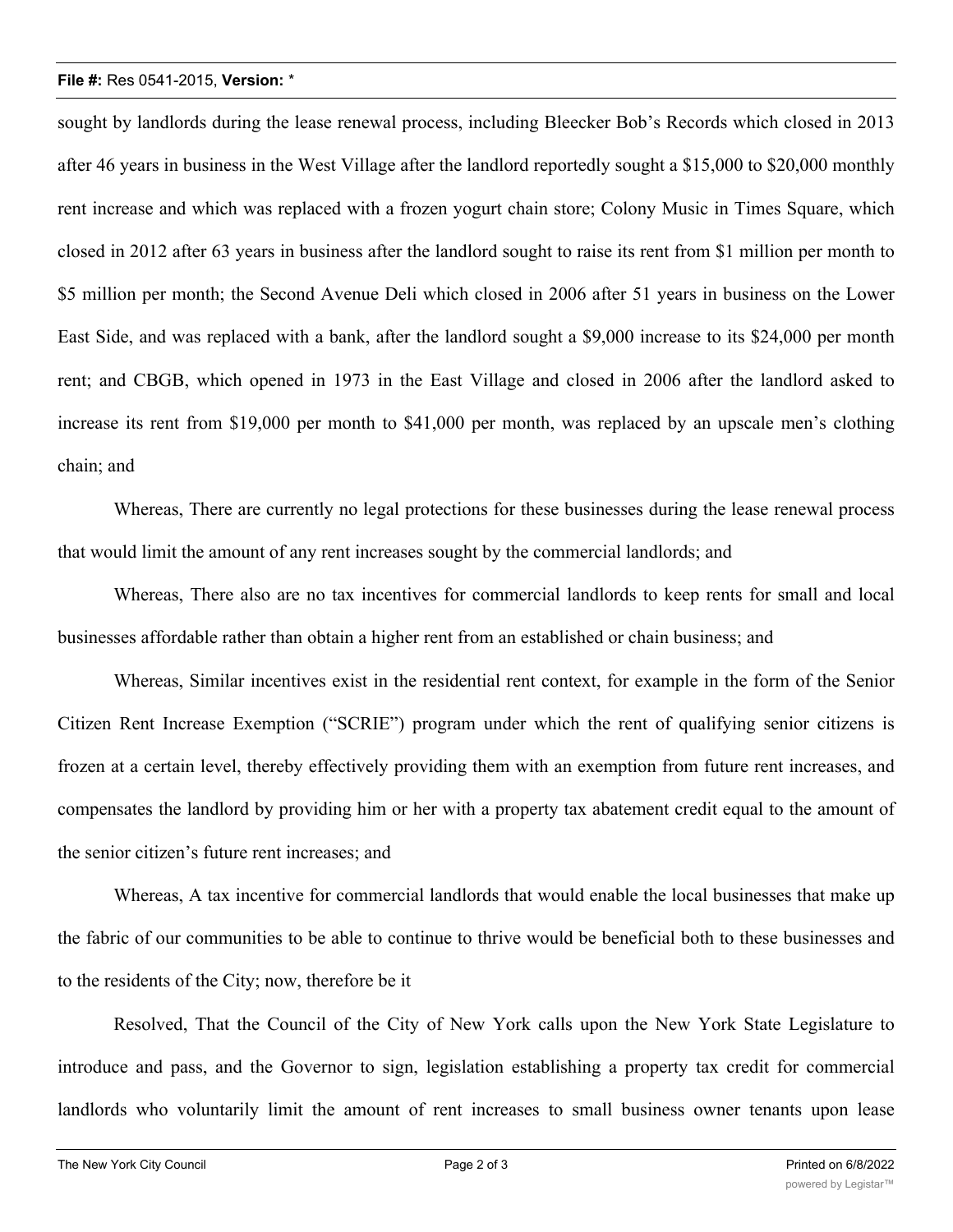sought by landlords during the lease renewal process, including Bleecker Bob's Records which closed in 2013 after 46 years in business in the West Village after the landlord reportedly sought a $15,000 to $20,000 monthly rent increase and which was replaced with a frozen yogurt chain store; Colony Music in Times Square, which closed in 2012 after 63 years in business after the landlord sought to raise its rent from $1 million per month to $5 million per month; the Second Avenue Deli which closed in 2006 after 51 years in business on the Lower East Side, and was replaced with a bank, after the landlord sought a $9,000 increase to its $24,000 per month rent; and CBGB, which opened in 1973 in the East Village and closed in 2006 after the landlord asked to increase its rent from $19,000 per month to $41,000 per month, was replaced by an upscale men's clothing chain; and

Whereas, There are currently no legal protections for these businesses during the lease renewal process that would limit the amount of any rent increases sought by the commercial landlords; and

Whereas, There also are no tax incentives for commercial landlords to keep rents for small and local businesses affordable rather than obtain a higher rent from an established or chain business; and

Whereas, Similar incentives exist in the residential rent context, for example in the form of the Senior Citizen Rent Increase Exemption ("SCRIE") program under which the rent of qualifying senior citizens is frozen at a certain level, thereby effectively providing them with an exemption from future rent increases, and compensates the landlord by providing him or her with a property tax abatement credit equal to the amount of the senior citizen's future rent increases; and

Whereas, A tax incentive for commercial landlords that would enable the local businesses that make up the fabric of our communities to be able to continue to thrive would be beneficial both to these businesses and to the residents of the City; now, therefore be it

Resolved, That the Council of the City of New York calls upon the New York State Legislature to introduce and pass, and the Governor to sign, legislation establishing a property tax credit for commercial landlords who voluntarily limit the amount of rent increases to small business owner tenants upon lease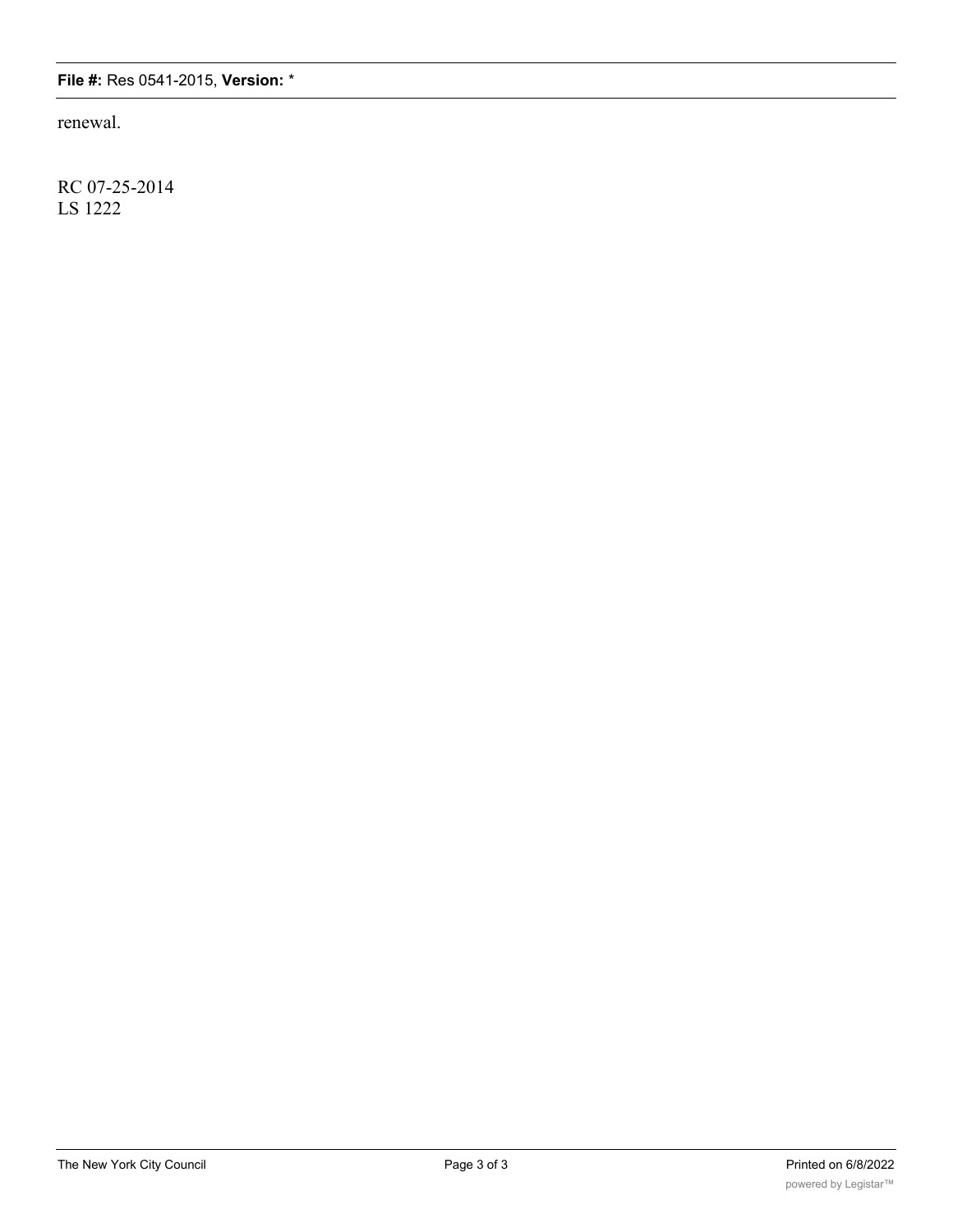renewal.

RC 07-25-2014
LS 1222